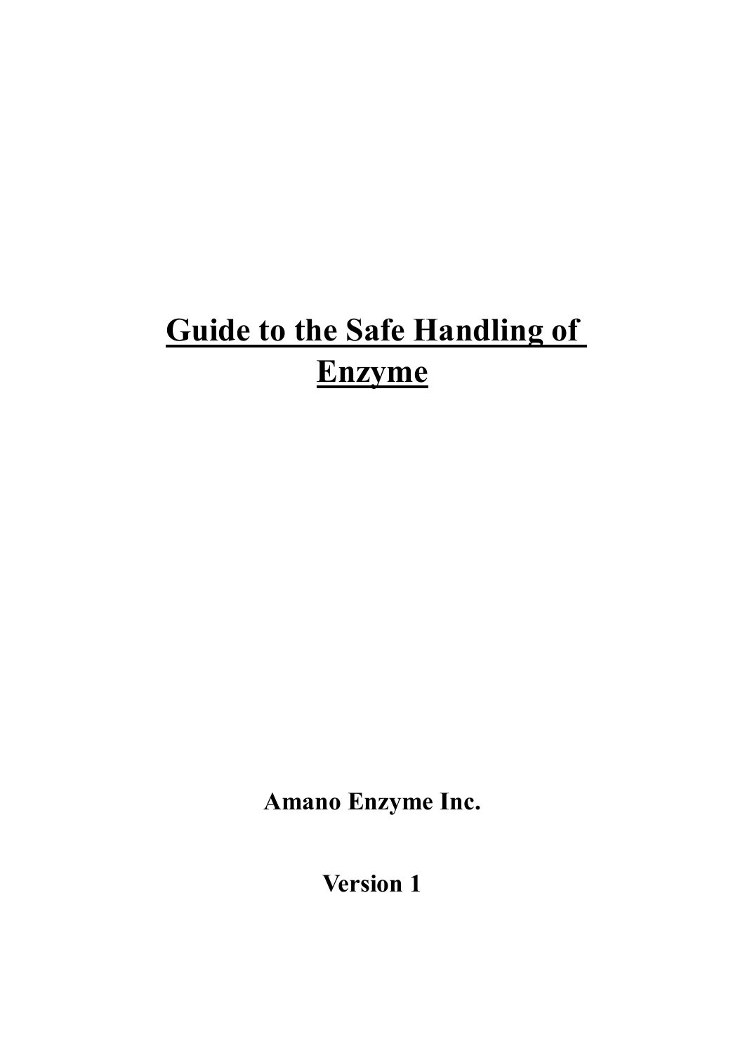# Guide to the Safe Handling of Enzyme

**Amano Enzyme Inc.**

**Version 1**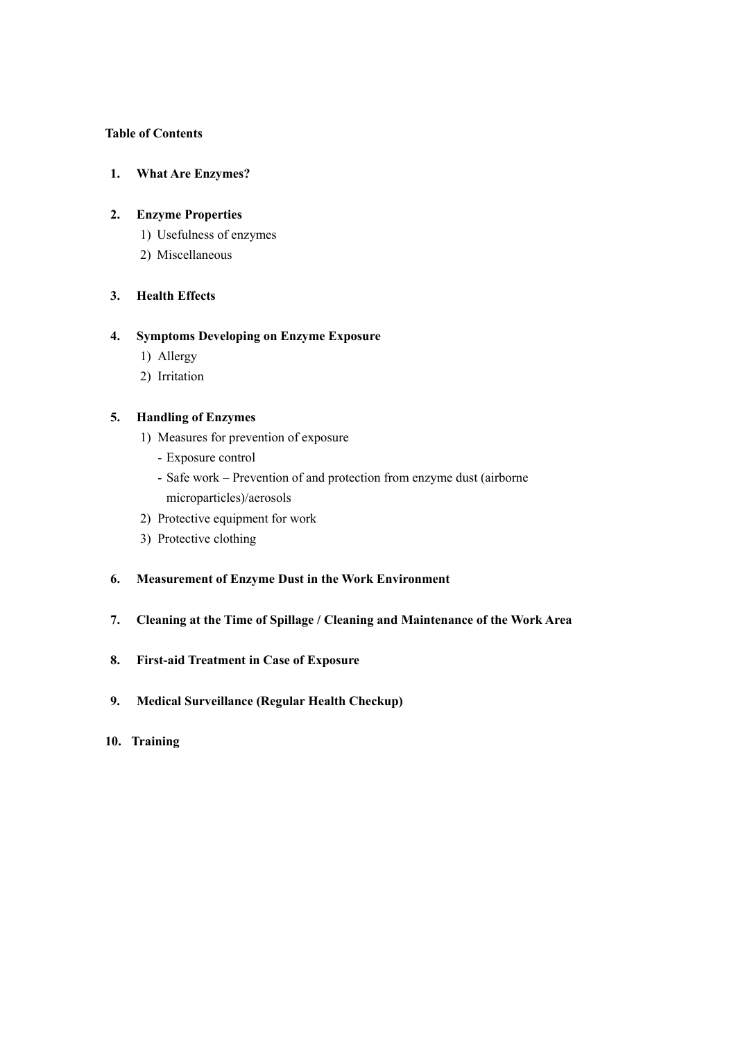**Table of Contents**

1. **What Are Enzymes?**

2. **Enzyme Properties**
   1) Usefulness of enzymes
   2) Miscellaneous

3. **Health Effects**

4. **Symptoms Developing on Enzyme Exposure**
   1) Allergy
   2) Irritation

5. **Handling of Enzymes**
   1) Measures for prevention of exposure
      - Exposure control
      - Safe work – Prevention of and protection from enzyme dust (airborne microparticles)/aerosols
   2) Protective equipment for work
   3) Protective clothing

6. **Measurement of Enzyme Dust in the Work Environment**

7. **Cleaning at the Time of Spillage / Cleaning and Maintenance of the Work Area**

8. **First-aid Treatment in Case of Exposure**

9. **Medical Surveillance (Regular Health Checkup)**

10. **Training**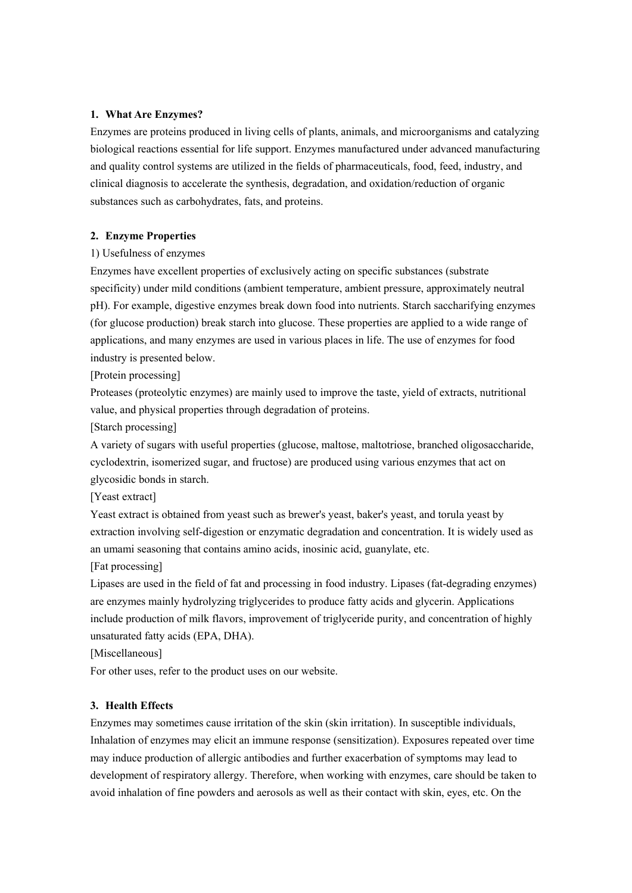## 1. What Are Enzymes?

Enzymes are proteins produced in living cells of plants, animals, and microorganisms and catalyzing biological reactions essential for life support. Enzymes manufactured under advanced manufacturing and quality control systems are utilized in the fields of pharmaceuticals, food, feed, industry, and clinical diagnosis to accelerate the synthesis, degradation, and oxidation/reduction of organic substances such as carbohydrates, fats, and proteins.

## 2. Enzyme Properties

1) Usefulness of enzymes

Enzymes have excellent properties of exclusively acting on specific substances (substrate specificity) under mild conditions (ambient temperature, ambient pressure, approximately neutral pH). For example, digestive enzymes break down food into nutrients. Starch saccharifying enzymes (for glucose production) break starch into glucose. These properties are applied to a wide range of applications, and many enzymes are used in various places in life. The use of enzymes for food industry is presented below.

[Protein processing]

Proteases (proteolytic enzymes) are mainly used to improve the taste, yield of extracts, nutritional value, and physical properties through degradation of proteins.

[Starch processing]

A variety of sugars with useful properties (glucose, maltose, maltotriose, branched oligosaccharide, cyclodextrin, isomerized sugar, and fructose) are produced using various enzymes that act on glycosidic bonds in starch.

[Yeast extract]

Yeast extract is obtained from yeast such as brewer's yeast, baker's yeast, and torula yeast by extraction involving self-digestion or enzymatic degradation and concentration. It is widely used as an umami seasoning that contains amino acids, inosinic acid, guanylate, etc.

[Fat processing]

Lipases are used in the field of fat and processing in food industry. Lipases (fat-degrading enzymes) are enzymes mainly hydrolyzing triglycerides to produce fatty acids and glycerin. Applications include production of milk flavors, improvement of triglyceride purity, and concentration of highly unsaturated fatty acids (EPA, DHA).

[Miscellaneous]

For other uses, refer to the product uses on our website.

## 3. Health Effects

Enzymes may sometimes cause irritation of the skin (skin irritation). In susceptible individuals, Inhalation of enzymes may elicit an immune response (sensitization). Exposures repeated over time may induce production of allergic antibodies and further exacerbation of symptoms may lead to development of respiratory allergy. Therefore, when working with enzymes, care should be taken to avoid inhalation of fine powders and aerosols as well as their contact with skin, eyes, etc. On the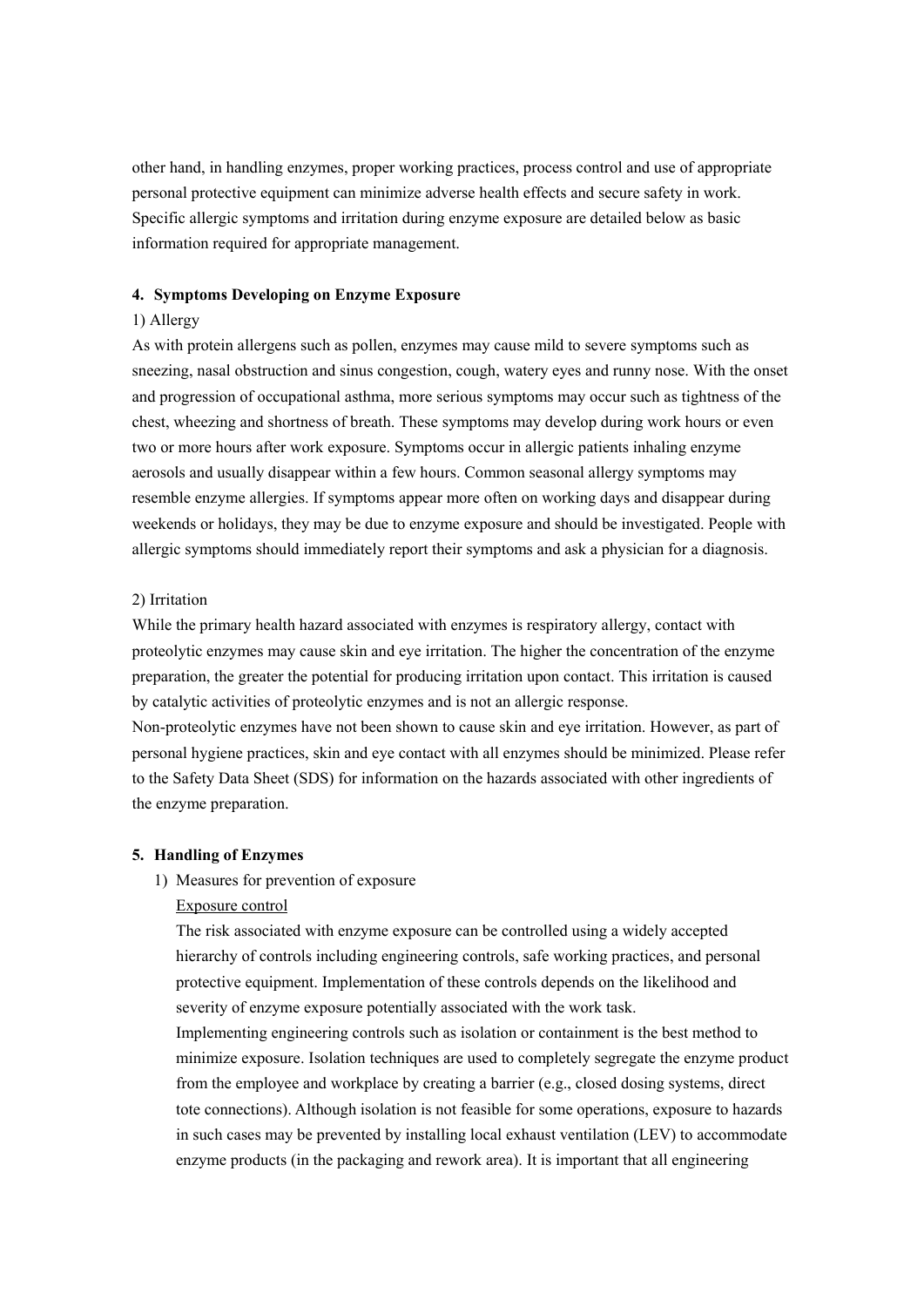other hand, in handling enzymes, proper working practices, process control and use of appropriate personal protective equipment can minimize adverse health effects and secure safety in work. Specific allergic symptoms and irritation during enzyme exposure are detailed below as basic information required for appropriate management.

## 4. Symptoms Developing on Enzyme Exposure

1) Allergy

As with protein allergens such as pollen, enzymes may cause mild to severe symptoms such as sneezing, nasal obstruction and sinus congestion, cough, watery eyes and runny nose. With the onset and progression of occupational asthma, more serious symptoms may occur such as tightness of the chest, wheezing and shortness of breath. These symptoms may develop during work hours or even two or more hours after work exposure. Symptoms occur in allergic patients inhaling enzyme aerosols and usually disappear within a few hours. Common seasonal allergy symptoms may resemble enzyme allergies. If symptoms appear more often on working days and disappear during weekends or holidays, they may be due to enzyme exposure and should be investigated. People with allergic symptoms should immediately report their symptoms and ask a physician for a diagnosis.

2) Irritation

While the primary health hazard associated with enzymes is respiratory allergy, contact with proteolytic enzymes may cause skin and eye irritation. The higher the concentration of the enzyme preparation, the greater the potential for producing irritation upon contact. This irritation is caused by catalytic activities of proteolytic enzymes and is not an allergic response.

Non-proteolytic enzymes have not been shown to cause skin and eye irritation. However, as part of personal hygiene practices, skin and eye contact with all enzymes should be minimized. Please refer to the Safety Data Sheet (SDS) for information on the hazards associated with other ingredients of the enzyme preparation.

## 5. Handling of Enzymes

1) Measures for prevention of exposure

Exposure control

The risk associated with enzyme exposure can be controlled using a widely accepted hierarchy of controls including engineering controls, safe working practices, and personal protective equipment. Implementation of these controls depends on the likelihood and severity of enzyme exposure potentially associated with the work task.

Implementing engineering controls such as isolation or containment is the best method to minimize exposure. Isolation techniques are used to completely segregate the enzyme product from the employee and workplace by creating a barrier (e.g., closed dosing systems, direct tote connections). Although isolation is not feasible for some operations, exposure to hazards in such cases may be prevented by installing local exhaust ventilation (LEV) to accommodate enzyme products (in the packaging and rework area). It is important that all engineering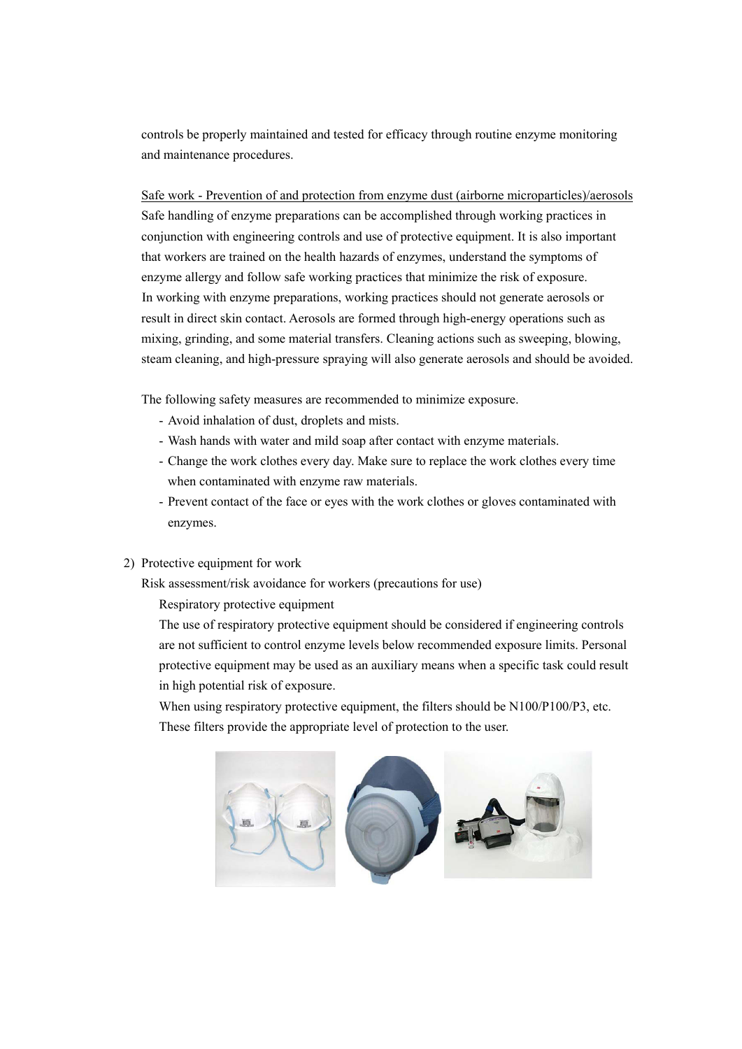controls be properly maintained and tested for efficacy through routine enzyme monitoring and maintenance procedures.

Safe work - Prevention of and protection from enzyme dust (airborne microparticles)/aerosols

Safe handling of enzyme preparations can be accomplished through working practices in conjunction with engineering controls and use of protective equipment. It is also important that workers are trained on the health hazards of enzymes, understand the symptoms of enzyme allergy and follow safe working practices that minimize the risk of exposure.

In working with enzyme preparations, working practices should not generate aerosols or result in direct skin contact. Aerosols are formed through high-energy operations such as mixing, grinding, and some material transfers. Cleaning actions such as sweeping, blowing, steam cleaning, and high-pressure spraying will also generate aerosols and should be avoided.

The following safety measures are recommended to minimize exposure.

- Avoid inhalation of dust, droplets and mists.
- Wash hands with water and mild soap after contact with enzyme materials.
- Change the work clothes every day. Make sure to replace the work clothes every time when contaminated with enzyme raw materials.
- Prevent contact of the face or eyes with the work clothes or gloves contaminated with enzymes.

2) Protective equipment for work

Risk assessment/risk avoidance for workers (precautions for use)

Respiratory protective equipment

The use of respiratory protective equipment should be considered if engineering controls are not sufficient to control enzyme levels below recommended exposure limits. Personal protective equipment may be used as an auxiliary means when a specific task could result in high potential risk of exposure.

When using respiratory protective equipment, the filters should be N100/P100/P3, etc. These filters provide the appropriate level of protection to the user.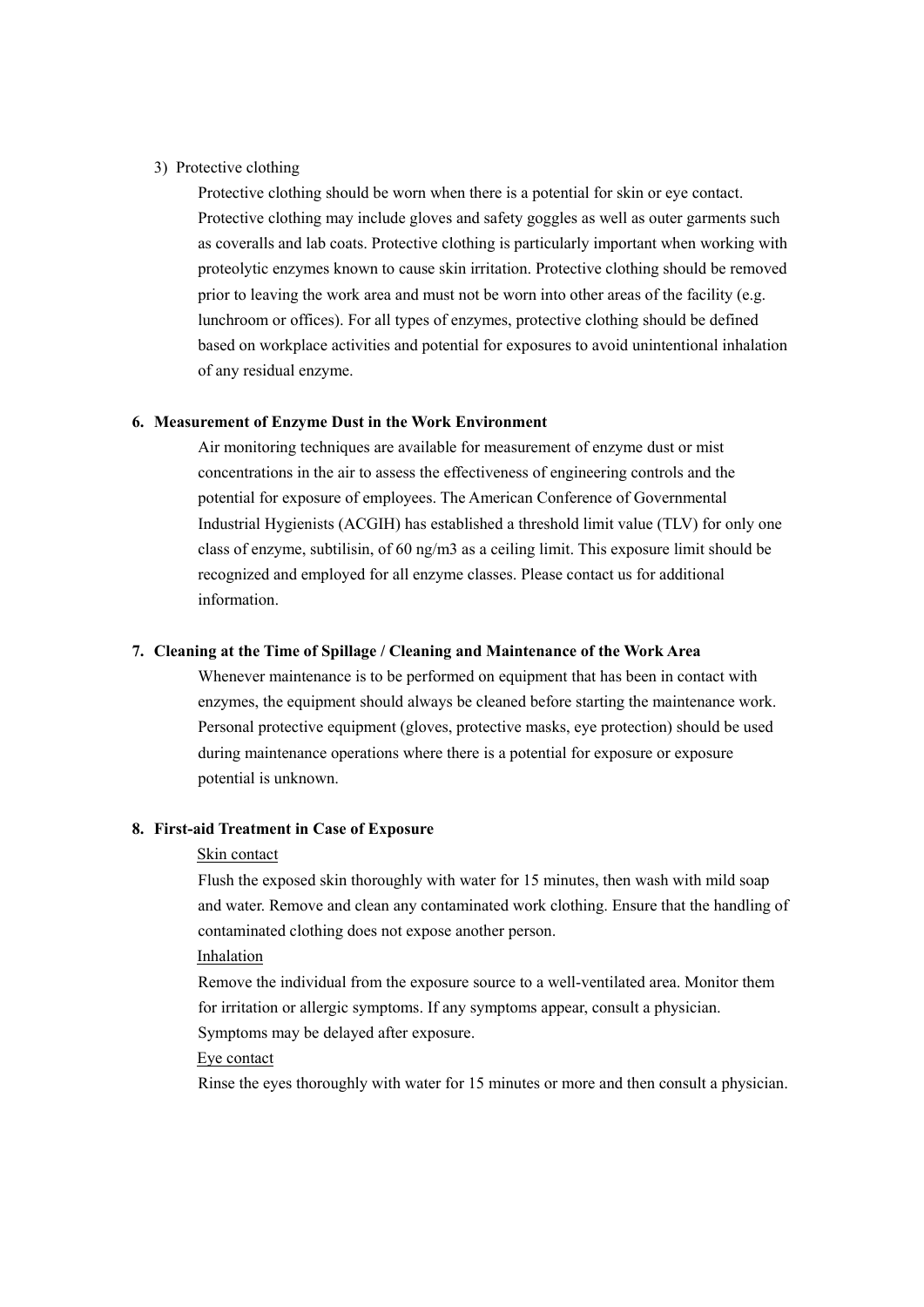3) Protective clothing

Protective clothing should be worn when there is a potential for skin or eye contact. Protective clothing may include gloves and safety goggles as well as outer garments such as coveralls and lab coats. Protective clothing is particularly important when working with proteolytic enzymes known to cause skin irritation. Protective clothing should be removed prior to leaving the work area and must not be worn into other areas of the facility (e.g. lunchroom or offices). For all types of enzymes, protective clothing should be defined based on workplace activities and potential for exposures to avoid unintentional inhalation of any residual enzyme.

## 6. Measurement of Enzyme Dust in the Work Environment

Air monitoring techniques are available for measurement of enzyme dust or mist concentrations in the air to assess the effectiveness of engineering controls and the potential for exposure of employees. The American Conference of Governmental Industrial Hygienists (ACGIH) has established a threshold limit value (TLV) for only one class of enzyme, subtilisin, of 60 ng/m3 as a ceiling limit. This exposure limit should be recognized and employed for all enzyme classes. Please contact us for additional information.

## 7. Cleaning at the Time of Spillage / Cleaning and Maintenance of the Work Area

Whenever maintenance is to be performed on equipment that has been in contact with enzymes, the equipment should always be cleaned before starting the maintenance work. Personal protective equipment (gloves, protective masks, eye protection) should be used during maintenance operations where there is a potential for exposure or exposure potential is unknown.

## 8. First-aid Treatment in Case of Exposure

Skin contact

Flush the exposed skin thoroughly with water for 15 minutes, then wash with mild soap and water. Remove and clean any contaminated work clothing. Ensure that the handling of contaminated clothing does not expose another person.

Inhalation

Remove the individual from the exposure source to a well-ventilated area. Monitor them for irritation or allergic symptoms. If any symptoms appear, consult a physician. Symptoms may be delayed after exposure.

Eye contact

Rinse the eyes thoroughly with water for 15 minutes or more and then consult a physician.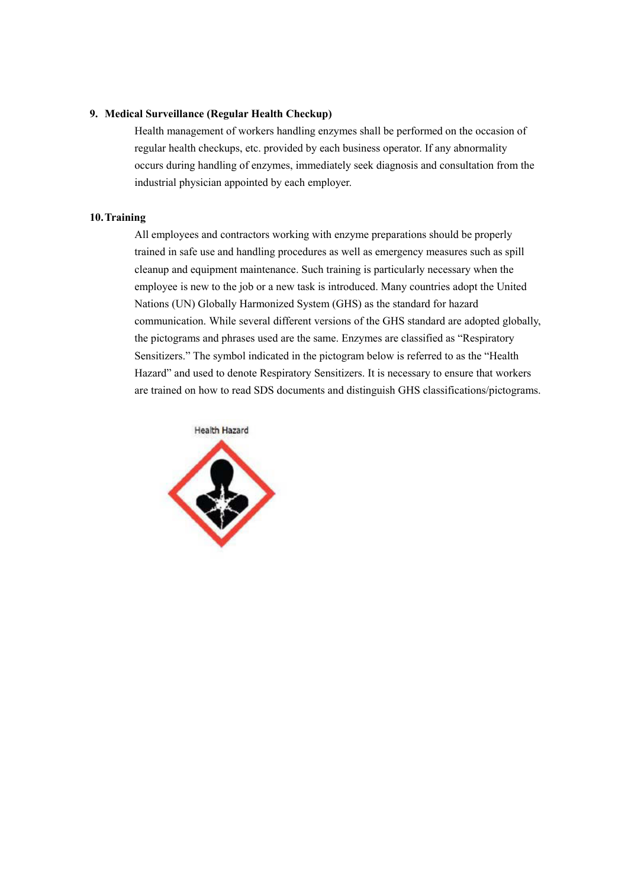**9. Medical Surveillance (Regular Health Checkup)**

Health management of workers handling enzymes shall be performed on the occasion of regular health checkups, etc. provided by each business operator. If any abnormality occurs during handling of enzymes, immediately seek diagnosis and consultation from the industrial physician appointed by each employer.

**10. Training**

All employees and contractors working with enzyme preparations should be properly trained in safe use and handling procedures as well as emergency measures such as spill cleanup and equipment maintenance. Such training is particularly necessary when the employee is new to the job or a new task is introduced. Many countries adopt the United Nations (UN) Globally Harmonized System (GHS) as the standard for hazard communication. While several different versions of the GHS standard are adopted globally, the pictograms and phrases used are the same. Enzymes are classified as "Respiratory Sensitizers." The symbol indicated in the pictogram below is referred to as the "Health Hazard" and used to denote Respiratory Sensitizers. It is necessary to ensure that workers are trained on how to read SDS documents and distinguish GHS classifications/pictograms.

Health Hazard